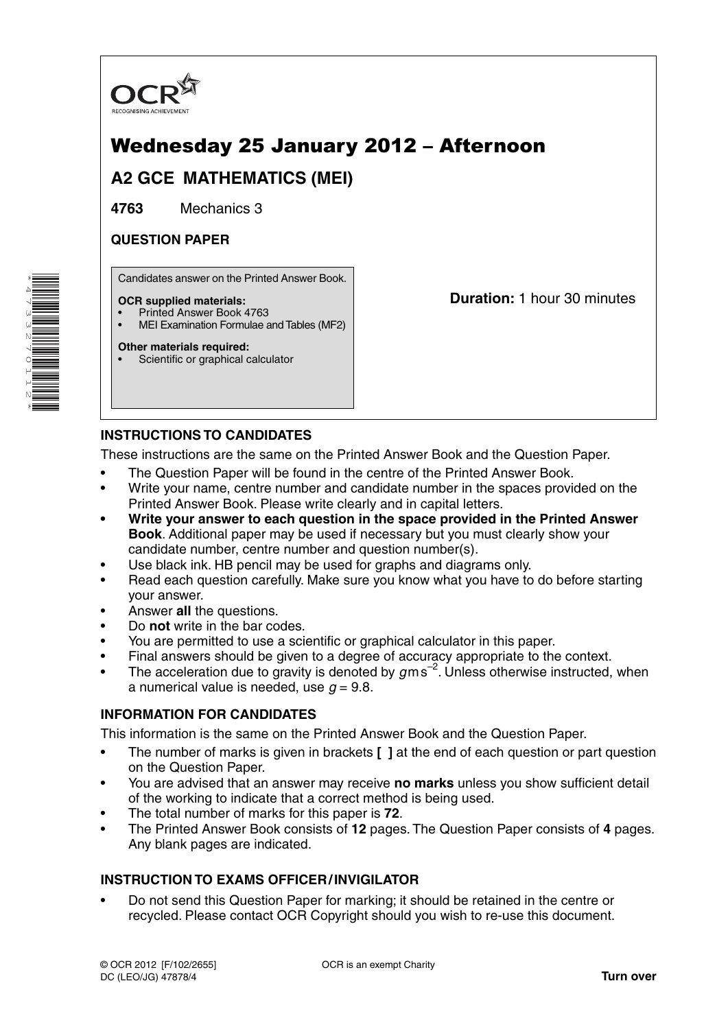OCR
RECOGNISING ACHIEVEMENT

# Wednesday 25 January 2012 – Afternoon

## A2 GCE MATHEMATICS (MEI)

**4763** Mechanics 3

**QUESTION PAPER**

Candidates answer on the Printed Answer Book.

**OCR supplied materials:**
- Printed Answer Book 4763
- MEI Examination Formulae and Tables (MF2)

**Other materials required:**
- Scientific or graphical calculator

**Duration:** 1 hour 30 minutes

### INSTRUCTIONS TO CANDIDATES

These instructions are the same on the Printed Answer Book and the Question Paper.

- The Question Paper will be found in the centre of the Printed Answer Book.
- Write your name, centre number and candidate number in the spaces provided on the Printed Answer Book. Please write clearly and in capital letters.
- **Write your answer to each question in the space provided in the Printed Answer Book**. Additional paper may be used if necessary but you must clearly show your candidate number, centre number and question number(s).
- Use black ink. HB pencil may be used for graphs and diagrams only.
- Read each question carefully. Make sure you know what you have to do before starting your answer.
- Answer **all** the questions.
- Do **not** write in the bar codes.
- You are permitted to use a scientific or graphical calculator in this paper.
- Final answers should be given to a degree of accuracy appropriate to the context.
- The acceleration due to gravity is denoted by $g\,\text{m}\,\text{s}^{-2}$. Unless otherwise instructed, when a numerical value is needed, use $g = 9.8$.

### INFORMATION FOR CANDIDATES

This information is the same on the Printed Answer Book and the Question Paper.

- The number of marks is given in brackets **[ ]** at the end of each question or part question on the Question Paper.
- You are advised that an answer may receive **no marks** unless you show sufficient detail of the working to indicate that a correct method is being used.
- The total number of marks for this paper is **72**.
- The Printed Answer Book consists of **12** pages. The Question Paper consists of **4** pages. Any blank pages are indicated.

### INSTRUCTION TO EXAMS OFFICER / INVIGILATOR

- Do not send this Question Paper for marking; it should be retained in the centre or recycled. Please contact OCR Copyright should you wish to re-use this document.

© OCR 2012 [F/102/2655]
DC (LEO/JG) 47878/4

OCR is an exempt Charity

**Turn over**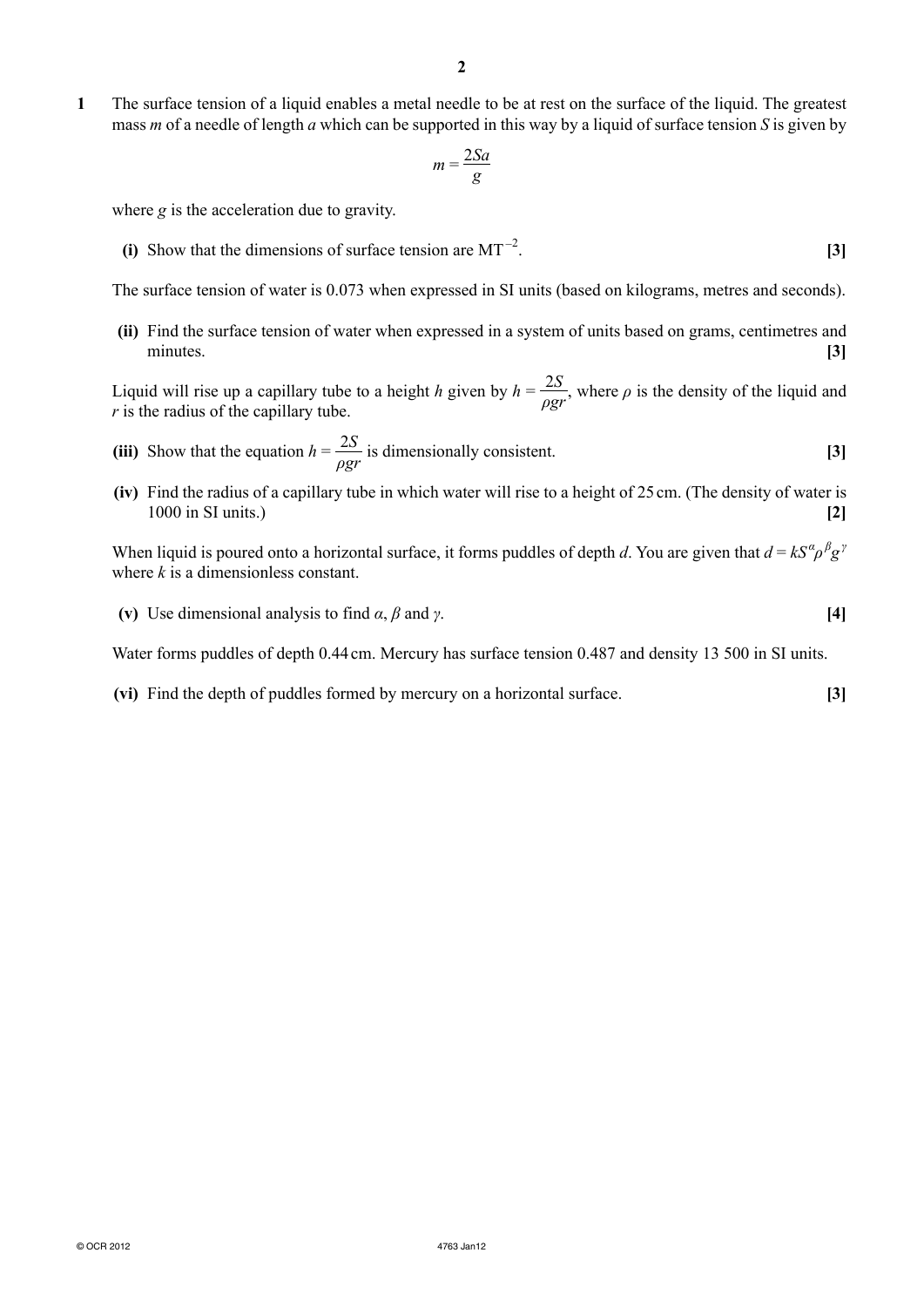**1** The surface tension of a liquid enables a metal needle to be at rest on the surface of the liquid. The greatest mass $m$ of a needle of length $a$ which can be supported in this way by a liquid of surface tension $S$ is given by

$$m = \frac{2Sa}{g}$$

where $g$ is the acceleration due to gravity.

**(i)** Show that the dimensions of surface tension are $\mathrm{MT}^{-2}$. **[3]**

The surface tension of water is 0.073 when expressed in SI units (based on kilograms, metres and seconds).

**(ii)** Find the surface tension of water when expressed in a system of units based on grams, centimetres and minutes. **[3]**

Liquid will rise up a capillary tube to a height $h$ given by $h = \frac{2S}{\rho g r}$, where $\rho$ is the density of the liquid and $r$ is the radius of the capillary tube.

**(iii)** Show that the equation $h = \frac{2S}{\rho g r}$ is dimensionally consistent. **[3]**

**(iv)** Find the radius of a capillary tube in which water will rise to a height of 25 cm. (The density of water is 1000 in SI units.) **[2]**

When liquid is poured onto a horizontal surface, it forms puddles of depth $d$. You are given that $d = kS^{\alpha}\rho^{\beta}g^{\gamma}$ where $k$ is a dimensionless constant.

**(v)** Use dimensional analysis to find $\alpha$, $\beta$ and $\gamma$. **[4]**

Water forms puddles of depth 0.44 cm. Mercury has surface tension 0.487 and density 13 500 in SI units.

**(vi)** Find the depth of puddles formed by mercury on a horizontal surface. **[3]**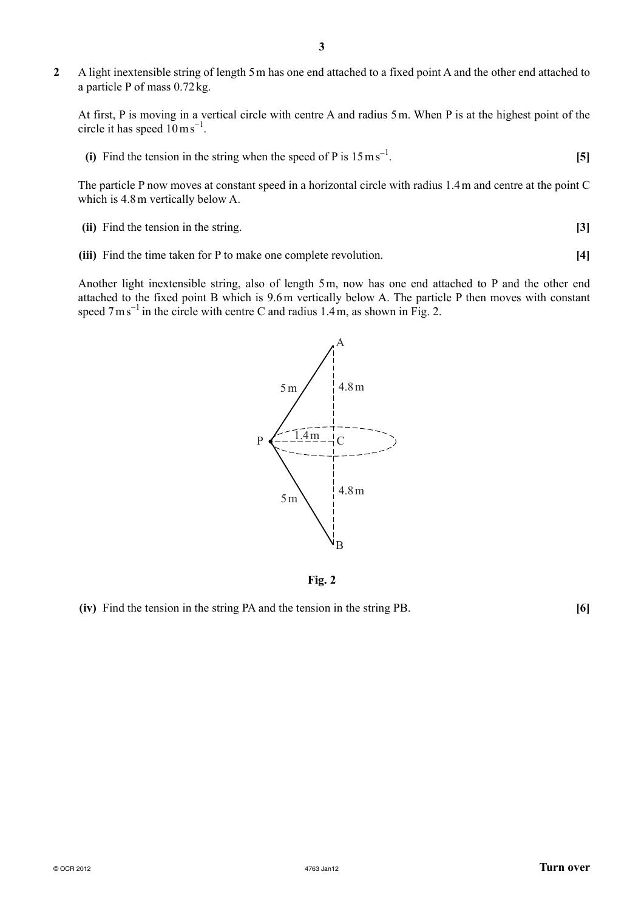**2** A light inextensible string of length 5 m has one end attached to a fixed point A and the other end attached to a particle P of mass 0.72 kg.

At first, P is moving in a vertical circle with centre A and radius 5 m. When P is at the highest point of the circle it has speed $10\,\text{m}\,\text{s}^{-1}$.

**(i)** Find the tension in the string when the speed of P is $15\,\text{m}\,\text{s}^{-1}$. **[5]**

The particle P now moves at constant speed in a horizontal circle with radius 1.4 m and centre at the point C which is 4.8 m vertically below A.

**(ii)** Find the tension in the string. **[3]**

**(iii)** Find the time taken for P to make one complete revolution. **[4]**

Another light inextensible string, also of length 5 m, now has one end attached to P and the other end attached to the fixed point B which is 9.6 m vertically below A. The particle P then moves with constant speed $7\,\text{m}\,\text{s}^{-1}$ in the circle with centre C and radius 1.4 m, as shown in Fig. 2.

**Fig. 2**

**(iv)** Find the tension in the string PA and the tension in the string PB. **[6]**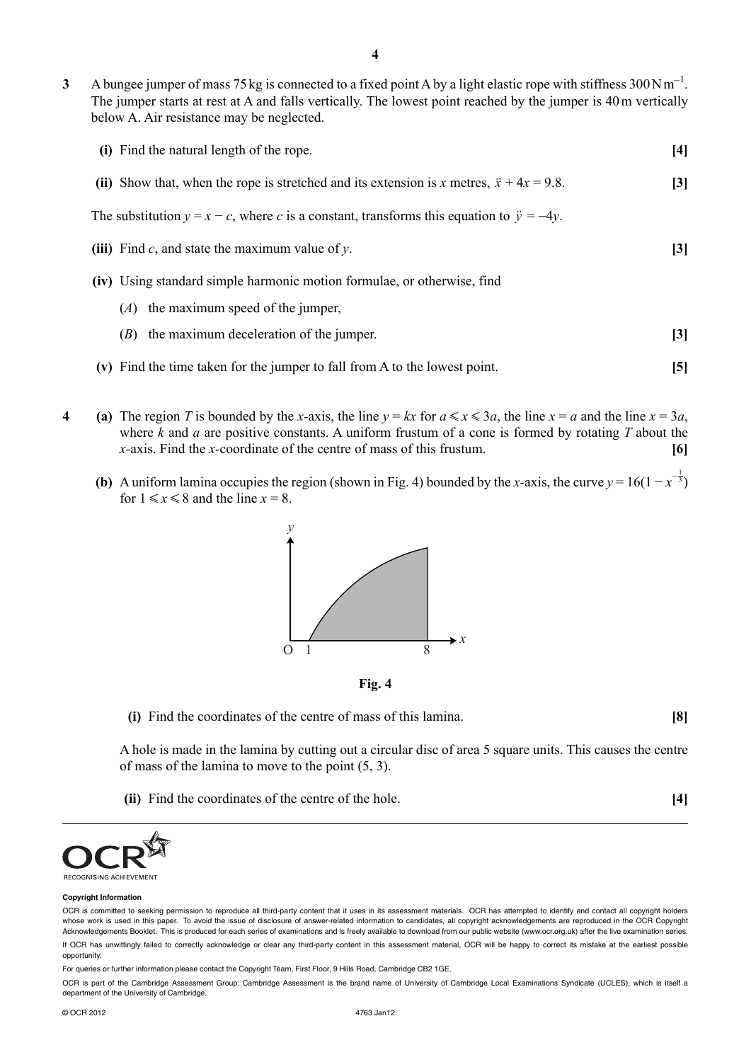**3** A bungee jumper of mass 75 kg is connected to a fixed point A by a light elastic rope with stiffness $300\,\text{N m}^{-1}$. The jumper starts at rest at A and falls vertically. The lowest point reached by the jumper is 40 m vertically below A. Air resistance may be neglected.

**(i)** Find the natural length of the rope. **[4]**

**(ii)** Show that, when the rope is stretched and its extension is $x$ metres, $\ddot{x} + 4x = 9.8$. **[3]**

The substitution $y = x - c$, where $c$ is a constant, transforms this equation to $\ddot{y} = -4y$.

**(iii)** Find $c$, and state the maximum value of $y$. **[3]**

**(iv)** Using standard simple harmonic motion formulae, or otherwise, find

(*A*) the maximum speed of the jumper,

(*B*) the maximum deceleration of the jumper. **[3]**

**(v)** Find the time taken for the jumper to fall from A to the lowest point. **[5]**

**4** **(a)** The region $T$ is bounded by the $x$-axis, the line $y = kx$ for $a \leqslant x \leqslant 3a$, the line $x = a$ and the line $x = 3a$, where $k$ and $a$ are positive constants. A uniform frustum of a cone is formed by rotating $T$ about the $x$-axis. Find the $x$-coordinate of the centre of mass of this frustum. **[6]**

**(b)** A uniform lamina occupies the region (shown in Fig. 4) bounded by the $x$-axis, the curve $y = 16(1 - x^{-\frac{1}{3}})$ for $1 \leqslant x \leqslant 8$ and the line $x = 8$.

y

O 1 8 x

**Fig. 4**

**(i)** Find the coordinates of the centre of mass of this lamina. **[8]**

A hole is made in the lamina by cutting out a circular disc of area 5 square units. This causes the centre of mass of the lamina to move to the point (5, 3).

**(ii)** Find the coordinates of the centre of the hole. **[4]**

**Copyright Information**

OCR is committed to seeking permission to reproduce all third-party content that it uses in its assessment materials. OCR has attempted to identify and contact all copyright holders whose work is used in this paper. To avoid the issue of disclosure of answer-related information to candidates, all copyright acknowledgements are reproduced in the OCR Copyright Acknowledgements Booklet. This is produced for each series of examinations and is freely available to download from our public website (www.ocr.org.uk) after the live examination series.

If OCR has unwittingly failed to correctly acknowledge or clear any third-party content in this assessment material, OCR will be happy to correct its mistake at the earliest possible opportunity.

For queries or further information please contact the Copyright Team, First Floor, 9 Hills Road, Cambridge CB2 1GE.

OCR is part of the Cambridge Assessment Group; Cambridge Assessment is the brand name of University of Cambridge Local Examinations Syndicate (UCLES), which is itself a department of the University of Cambridge.

© OCR 2012 4763 Jan12